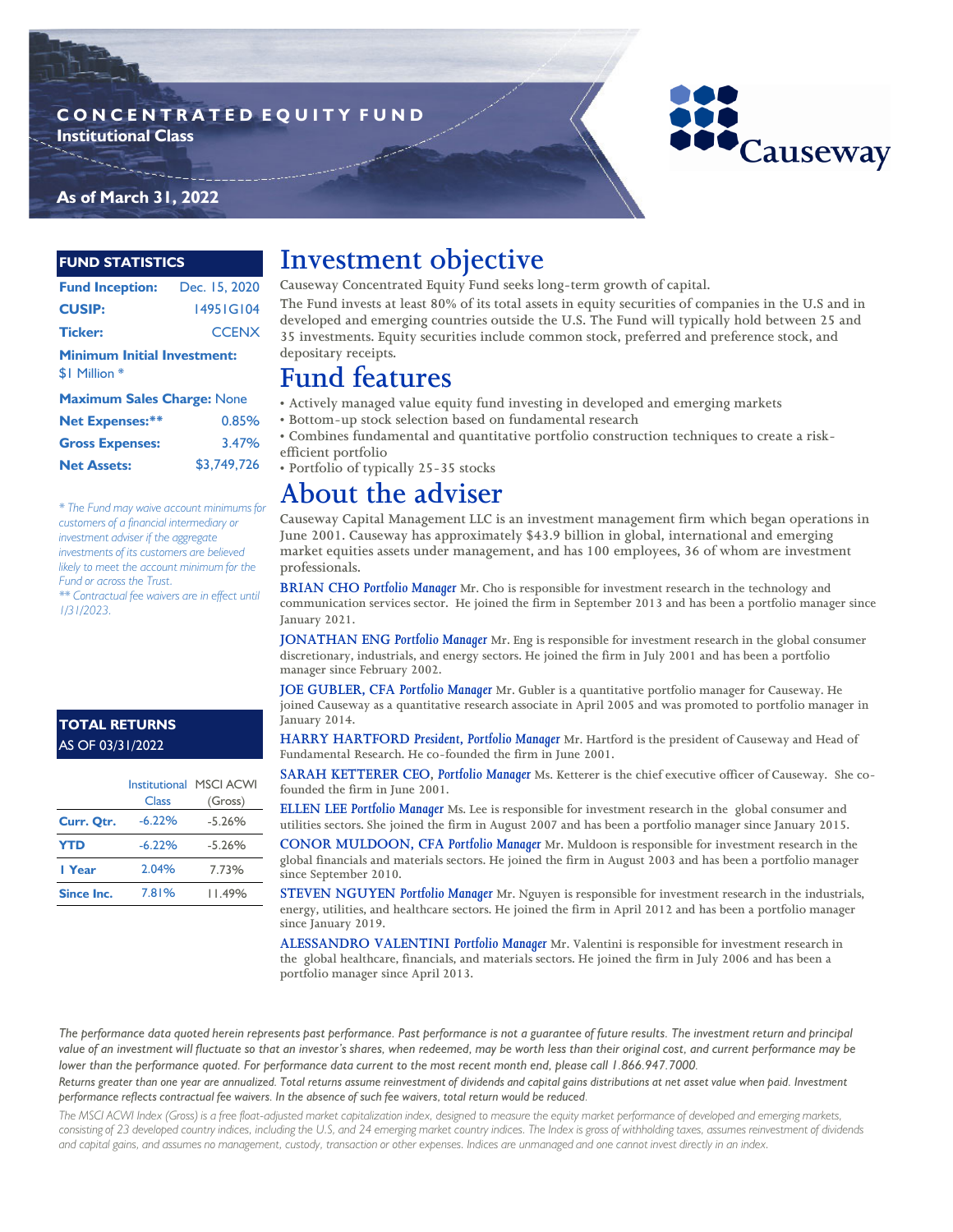# CONCENTRATED EQUITY FUND

**Institutional Class**

**As of March 31, 2022**

Causeway

## FUND STATISTICS

| | |
|---|---|
| **Fund Inception:** | Dec. 15, 2020 |
| **CUSIP:** | 14951G104 |
| **Ticker:** | CCENX |
| **Minimum Initial Investment:** | $1 Million * |
| **Maximum Sales Charge:** | None |
| **Net Expenses:**** | 0.85% |
| **Gross Expenses:** | 3.47% |
| **Net Assets:** | $3,749,726 |

*\* The Fund may waive account minimums for customers of a financial intermediary or investment adviser if the aggregate investments of its customers are believed likely to meet the account minimum for the Fund or across the Trust.*

*\*\* Contractual fee waivers are in effect until 1/31/2023.*

## TOTAL RETURNS

AS OF 03/31/2022

| | Institutional Class | MSCI ACWI (Gross) |
|---|---|---|
| **Curr. Qtr.** | -6.22% | -5.26% |
| **YTD** | -6.22% | -5.26% |
| **1 Year** | 2.04% | 7.73% |
| **Since Inc.** | 7.81% | 11.49% |

# Investment objective

Causeway Concentrated Equity Fund seeks long-term growth of capital.

The Fund invests at least 80% of its total assets in equity securities of companies in the U.S and in developed and emerging countries outside the U.S. The Fund will typically hold between 25 and 35 investments. Equity securities include common stock, preferred and preference stock, and depositary receipts.

# Fund features

- Actively managed value equity fund investing in developed and emerging markets
- Bottom-up stock selection based on fundamental research
- Combines fundamental and quantitative portfolio construction techniques to create a risk-efficient portfolio
- Portfolio of typically 25-35 stocks

# About the adviser

Causeway Capital Management LLC is an investment management firm which began operations in June 2001. Causeway has approximately $43.9 billion in global, international and emerging market equities assets under management, and has 100 employees, 36 of whom are investment professionals.

**BRIAN CHO** *Portfolio Manager* Mr. Cho is responsible for investment research in the technology and communication services sector. He joined the firm in September 2013 and has been a portfolio manager since January 2021.

**JONATHAN ENG** *Portfolio Manager* Mr. Eng is responsible for investment research in the global consumer discretionary, industrials, and energy sectors. He joined the firm in July 2001 and has been a portfolio manager since February 2002.

**JOE GUBLER, CFA** *Portfolio Manager* Mr. Gubler is a quantitative portfolio manager for Causeway. He joined Causeway as a quantitative research associate in April 2005 and was promoted to portfolio manager in January 2014.

**HARRY HARTFORD** *President, Portfolio Manager* Mr. Hartford is the president of Causeway and Head of Fundamental Research. He co-founded the firm in June 2001.

**SARAH KETTERER CEO,** *Portfolio Manager* Ms. Ketterer is the chief executive officer of Causeway. She co-founded the firm in June 2001.

**ELLEN LEE** *Portfolio Manager* Ms. Lee is responsible for investment research in the global consumer and utilities sectors. She joined the firm in August 2007 and has been a portfolio manager since January 2015.

**CONOR MULDOON, CFA** *Portfolio Manager* Mr. Muldoon is responsible for investment research in the global financials and materials sectors. He joined the firm in August 2003 and has been a portfolio manager since September 2010.

**STEVEN NGUYEN** *Portfolio Manager* Mr. Nguyen is responsible for investment research in the industrials, energy, utilities, and healthcare sectors. He joined the firm in April 2012 and has been a portfolio manager since January 2019.

**ALESSANDRO VALENTINI** *Portfolio Manager* Mr. Valentini is responsible for investment research in the global healthcare, financials, and materials sectors. He joined the firm in July 2006 and has been a portfolio manager since April 2013.

*The performance data quoted herein represents past performance. Past performance is not a guarantee of future results. The investment return and principal value of an investment will fluctuate so that an investor's shares, when redeemed, may be worth less than their original cost, and current performance may be lower than the performance quoted. For performance data current to the most recent month end, please call 1.866.947.7000.*

*Returns greater than one year are annualized. Total returns assume reinvestment of dividends and capital gains distributions at net asset value when paid. Investment performance reflects contractual fee waivers. In the absence of such fee waivers, total return would be reduced.*

*The MSCI ACWI Index (Gross) is a free float-adjusted market capitalization index, designed to measure the equity market performance of developed and emerging markets, consisting of 23 developed country indices, including the U.S, and 24 emerging market country indices. The Index is gross of withholding taxes, assumes reinvestment of dividends and capital gains, and assumes no management, custody, transaction or other expenses. Indices are unmanaged and one cannot invest directly in an index.*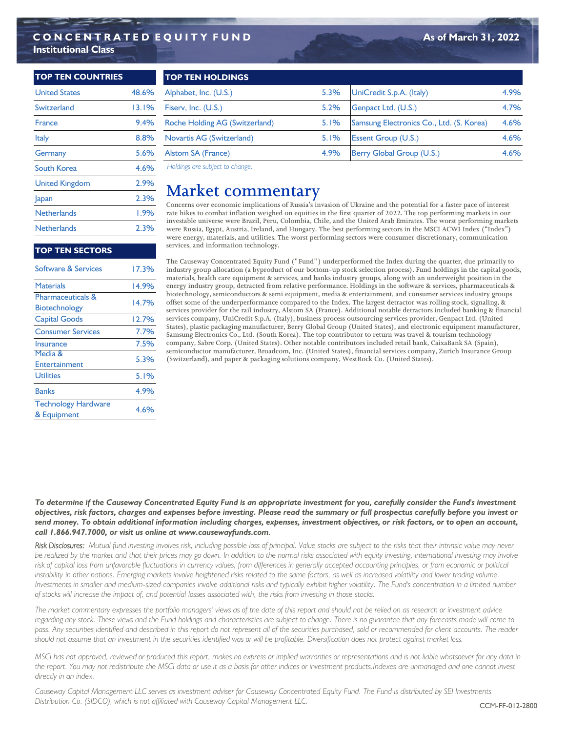# CONCENTRATED EQUITY FUND

**Institutional Class**

As of March 31, 2022

## TOP TEN COUNTRIES

| | |
|---|---|
| United States | 48.6% |
| Switzerland | 13.1% |
| France | 9.4% |
| Italy | 8.8% |
| Germany | 5.6% |
| South Korea | 4.6% |
| United Kingdom | 2.9% |
| Japan | 2.3% |
| Netherlands | 1.9% |
| Netherlands | 2.3% |

## TOP TEN SECTORS

| | |
|---|---|
| Software & Services | 17.3% |
| Materials | 14.9% |
| Pharmaceuticals & Biotechnology | 14.7% |
| Capital Goods | 12.7% |
| Consumer Services | 7.7% |
| Insurance | 7.5% |
| Media & Entertainment | 5.3% |
| Utilities | 5.1% |
| Banks | 4.9% |
| Technology Hardware & Equipment | 4.6% |

## TOP TEN HOLDINGS

| | | | |
|---|---|---|---|
| Alphabet, Inc. (U.S.) | 5.3% | UniCredit S.p.A. (Italy) | 4.9% |
| Fiserv, Inc. (U.S.) | 5.2% | Genpact Ltd. (U.S.) | 4.7% |
| Roche Holding AG (Switzerland) | 5.1% | Samsung Electronics Co., Ltd. (S. Korea) | 4.6% |
| Novartis AG (Switzerland) | 5.1% | Essent Group (U.S.) | 4.6% |
| Alstom SA (France) | 4.9% | Berry Global Group (U.S.) | 4.6% |

*Holdings are subject to change.*

## Market commentary

Concerns over economic implications of Russia's invasion of Ukraine and the potential for a faster pace of interest rate hikes to combat inflation weighed on equities in the first quarter of 2022. The top performing markets in our investable universe were Brazil, Peru, Colombia, Chile, and the United Arab Emirates. The worst performing markets were Russia, Egypt, Austria, Ireland, and Hungary. The best performing sectors in the MSCI ACWI Index ("Index") were energy, materials, and utilities. The worst performing sectors were consumer discretionary, communication services, and information technology.

The Causeway Concentrated Equity Fund ("Fund") underperformed the Index during the quarter, due primarily to industry group allocation (a byproduct of our bottom-up stock selection process). Fund holdings in the capital goods, materials, health care equipment & services, and banks industry groups, along with an underweight position in the energy industry group, detracted from relative performance. Holdings in the software & services, pharmaceuticals & biotechnology, semiconductors & semi equipment, media & entertainment, and consumer services industry groups offset some of the underperformance compared to the Index. The largest detractor was rolling stock, signaling, & services provider for the rail industry, Alstom SA (France). Additional notable detractors included banking & financial services company, UniCredit S.p.A. (Italy), business process outsourcing services provider, Genpact Ltd. (United States), plastic packaging manufacturer, Berry Global Group (United States), and electronic equipment manufacturer, Samsung Electronics Co., Ltd. (South Korea). The top contributor to return was travel & tourism technology company, Sabre Corp. (United States). Other notable contributors included retail bank, CaixaBank SA (Spain), semiconductor manufacturer, Broadcom, Inc. (United States), financial services company, Zurich Insurance Group (Switzerland), and paper & packaging solutions company, WestRock Co. (United States).

***To determine if the Causeway Concentrated Equity Fund is an appropriate investment for you, carefully consider the Fund's investment objectives, risk factors, charges and expenses before investing. Please read the summary or full prospectus carefully before you invest or send money. To obtain additional information including charges, expenses, investment objectives, or risk factors, or to open an account, call 1.866.947.7000, or visit us online at www.causewayfunds.com.***

*Risk Disclosures: Mutual fund investing involves risk, including possible loss of principal. Value stocks are subject to the risks that their intrinsic value may never be realized by the market and that their prices may go down. In addition to the normal risks associated with equity investing, international investing may involve risk of capital loss from unfavorable fluctuations in currency values, from differences in generally accepted accounting principles, or from economic or political instability in other nations. Emerging markets involve heightened risks related to the same factors, as well as increased volatility and lower trading volume. Investments in smaller and medium-sized companies involve additional risks and typically exhibit higher volatility. The Fund's concentration in a limited number of stocks will increase the impact of, and potential losses associated with, the risks from investing in those stocks.*

*The market commentary expresses the portfolio managers' views as of the date of this report and should not be relied on as research or investment advice regarding any stock. These views and the Fund holdings and characteristics are subject to change. There is no guarantee that any forecasts made will come to pass. Any securities identified and described in this report do not represent all of the securities purchased, sold or recommended for client accounts. The reader should not assume that an investment in the securities identified was or will be profitable. Diversification does not protect against market loss.*

*MSCI has not approved, reviewed or produced this report, makes no express or implied warranties or representations and is not liable whatsoever for any data in the report. You may not redistribute the MSCI data or use it as a basis for other indices or investment products.Indexes are unmanaged and one cannot invest directly in an index.*

*Causeway Capital Management LLC serves as investment adviser for Causeway Concentrated Equity Fund. The Fund is distributed by SEI Investments Distribution Co. (SIDCO), which is not affiliated with Causeway Capital Management LLC.*

CCM-FF-012-2800